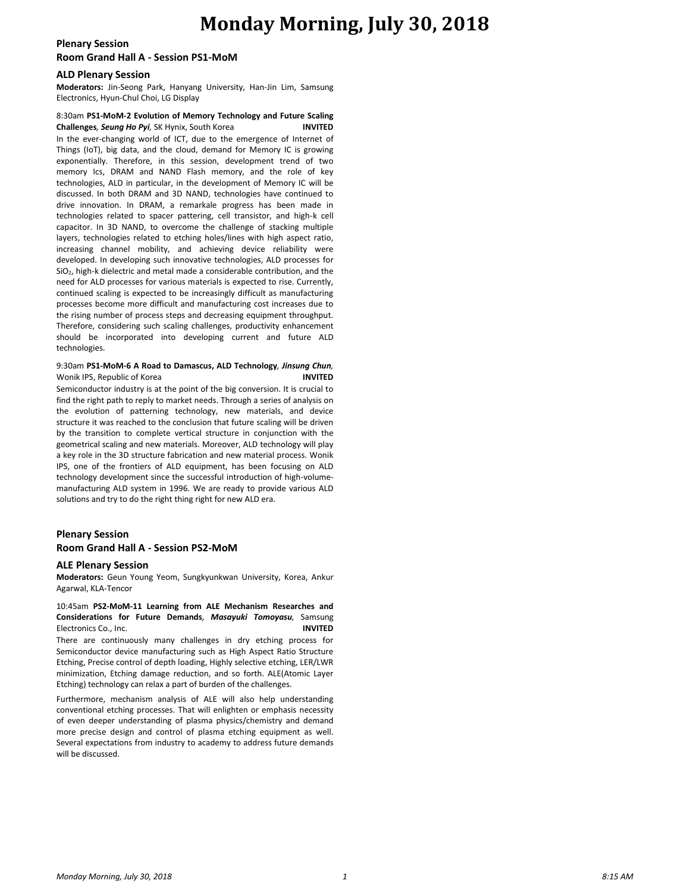# Monday Morning, July 30, 2018

## Plenary Session
## Room Grand Hall A - Session PS1-MoM

### ALD Plenary Session

**Moderators:** Jin-Seong Park, Hanyang University, Han-Jin Lim, Samsung Electronics, Hyun-Chul Choi, LG Display

8:30am **PS1-MoM-2 Evolution of Memory Technology and Future Scaling Challenges**, ***Seung Ho Pyi***, SK Hynix, South Korea **INVITED**

In the ever-changing world of ICT, due to the emergence of Internet of Things (IoT), big data, and the cloud, demand for Memory IC is growing exponentially. Therefore, in this session, development trend of two memory Ics, DRAM and NAND Flash memory, and the role of key technologies, ALD in particular, in the development of Memory IC will be discussed. In both DRAM and 3D NAND, technologies have continued to drive innovation. In DRAM, a remarkale progress has been made in technologies related to spacer patterning, cell transistor, and high-k cell capacitor. In 3D NAND, to overcome the challenge of stacking multiple layers, technologies related to etching holes/lines with high aspect ratio, increasing channel mobility, and achieving device reliability were developed. In developing such innovative technologies, ALD processes for $SiO_2$, high-k dielectric and metal made a considerable contribution, and the need for ALD processes for various materials is expected to rise. Currently, continued scaling is expected to be increasingly difficult as manufacturing processes become more difficult and manufacturing cost increases due to the rising number of process steps and decreasing equipment throughput. Therefore, considering such scaling challenges, productivity enhancement should be incorporated into developing current and future ALD technologies.

9:30am **PS1-MoM-6 A Road to Damascus, ALD Technology**, ***Jinsung Chun***, Wonik IPS, Republic of Korea **INVITED**

Semiconductor industry is at the point of the big conversion. It is crucial to find the right path to reply to market needs. Through a series of analysis on the evolution of patterning technology, new materials, and device structure it was reached to the conclusion that future scaling will be driven by the transition to complete vertical structure in conjunction with the geometrical scaling and new materials. Moreover, ALD technology will play a key role in the 3D structure fabrication and new material process. Wonik IPS, one of the frontiers of ALD equipment, has been focusing on ALD technology development since the successful introduction of high-volume-manufacturing ALD system in 1996. We are ready to provide various ALD solutions and try to do the right thing right for new ALD era.

## Plenary Session
## Room Grand Hall A - Session PS2-MoM

### ALE Plenary Session

**Moderators:** Geun Young Yeom, Sungkyunkwan University, Korea, Ankur Agarwal, KLA-Tencor

10:45am **PS2-MoM-11 Learning from ALE Mechanism Researches and Considerations for Future Demands**, ***Masayuki Tomoyasu***, Samsung Electronics Co., Inc. **INVITED**

There are continuously many challenges in dry etching process for Semiconductor device manufacturing such as High Aspect Ratio Structure Etching, Precise control of depth loading, Highly selective etching, LER/LWR minimization, Etching damage reduction, and so forth. ALE(Atomic Layer Etching) technology can relax a part of burden of the challenges.

Furthermore, mechanism analysis of ALE will also help understanding conventional etching processes. That will enlighten or emphasis necessity of even deeper understanding of plasma physics/chemistry and demand more precise design and control of plasma etching equipment as well. Several expectations from industry to academy to address future demands will be discussed.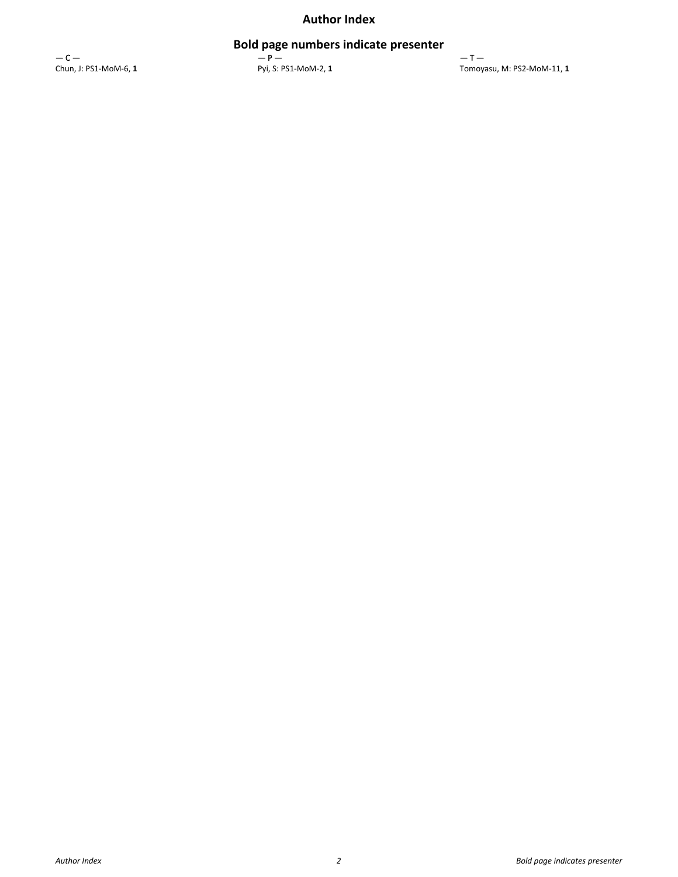# Author Index

## Bold page numbers indicate presenter

— C —

Chun, J: PS1-MoM-6, **1**

— P —

Pyi, S: PS1-MoM-2, **1**

— T —

Tomoyasu, M: PS2-MoM-11, **1**